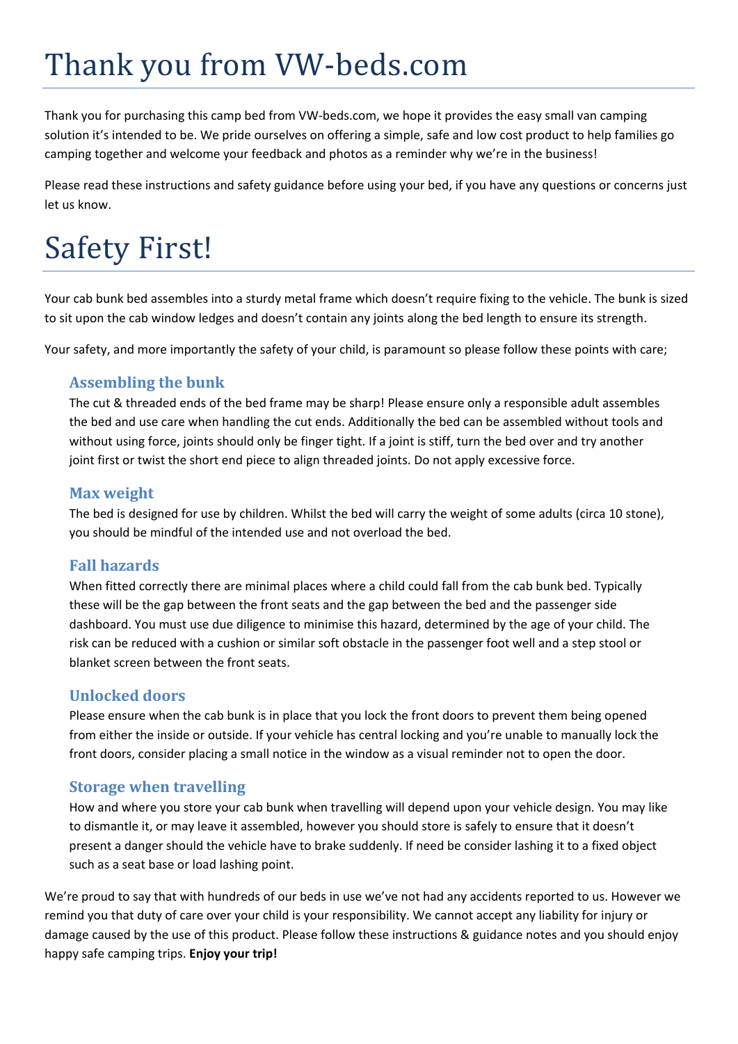# Thank you from VW-beds.com

Thank you for purchasing this camp bed from VW-beds.com, we hope it provides the easy small van camping solution it's intended to be. We pride ourselves on offering a simple, safe and low cost product to help families go camping together and welcome your feedback and photos as a reminder why we're in the business!

Please read these instructions and safety guidance before using your bed, if you have any questions or concerns just let us know.

# Safety First!

Your cab bunk bed assembles into a sturdy metal frame which doesn't require fixing to the vehicle. The bunk is sized to sit upon the cab window ledges and doesn't contain any joints along the bed length to ensure its strength.

Your safety, and more importantly the safety of your child, is paramount so please follow these points with care;

### Assembling the bunk

The cut & threaded ends of the bed frame may be sharp! Please ensure only a responsible adult assembles the bed and use care when handling the cut ends. Additionally the bed can be assembled without tools and without using force, joints should only be finger tight. If a joint is stiff, turn the bed over and try another joint first or twist the short end piece to align threaded joints. Do not apply excessive force.

### Max weight

The bed is designed for use by children. Whilst the bed will carry the weight of some adults (circa 10 stone), you should be mindful of the intended use and not overload the bed.

### Fall hazards

When fitted correctly there are minimal places where a child could fall from the cab bunk bed. Typically these will be the gap between the front seats and the gap between the bed and the passenger side dashboard. You must use due diligence to minimise this hazard, determined by the age of your child. The risk can be reduced with a cushion or similar soft obstacle in the passenger foot well and a step stool or blanket screen between the front seats.

### Unlocked doors

Please ensure when the cab bunk is in place that you lock the front doors to prevent them being opened from either the inside or outside. If your vehicle has central locking and you're unable to manually lock the front doors, consider placing a small notice in the window as a visual reminder not to open the door.

### Storage when travelling

How and where you store your cab bunk when travelling will depend upon your vehicle design. You may like to dismantle it, or may leave it assembled, however you should store is safely to ensure that it doesn't present a danger should the vehicle have to brake suddenly. If need be consider lashing it to a fixed object such as a seat base or load lashing point.

We're proud to say that with hundreds of our beds in use we've not had any accidents reported to us. However we remind you that duty of care over your child is your responsibility. We cannot accept any liability for injury or damage caused by the use of this product. Please follow these instructions & guidance notes and you should enjoy happy safe camping trips. **Enjoy your trip!**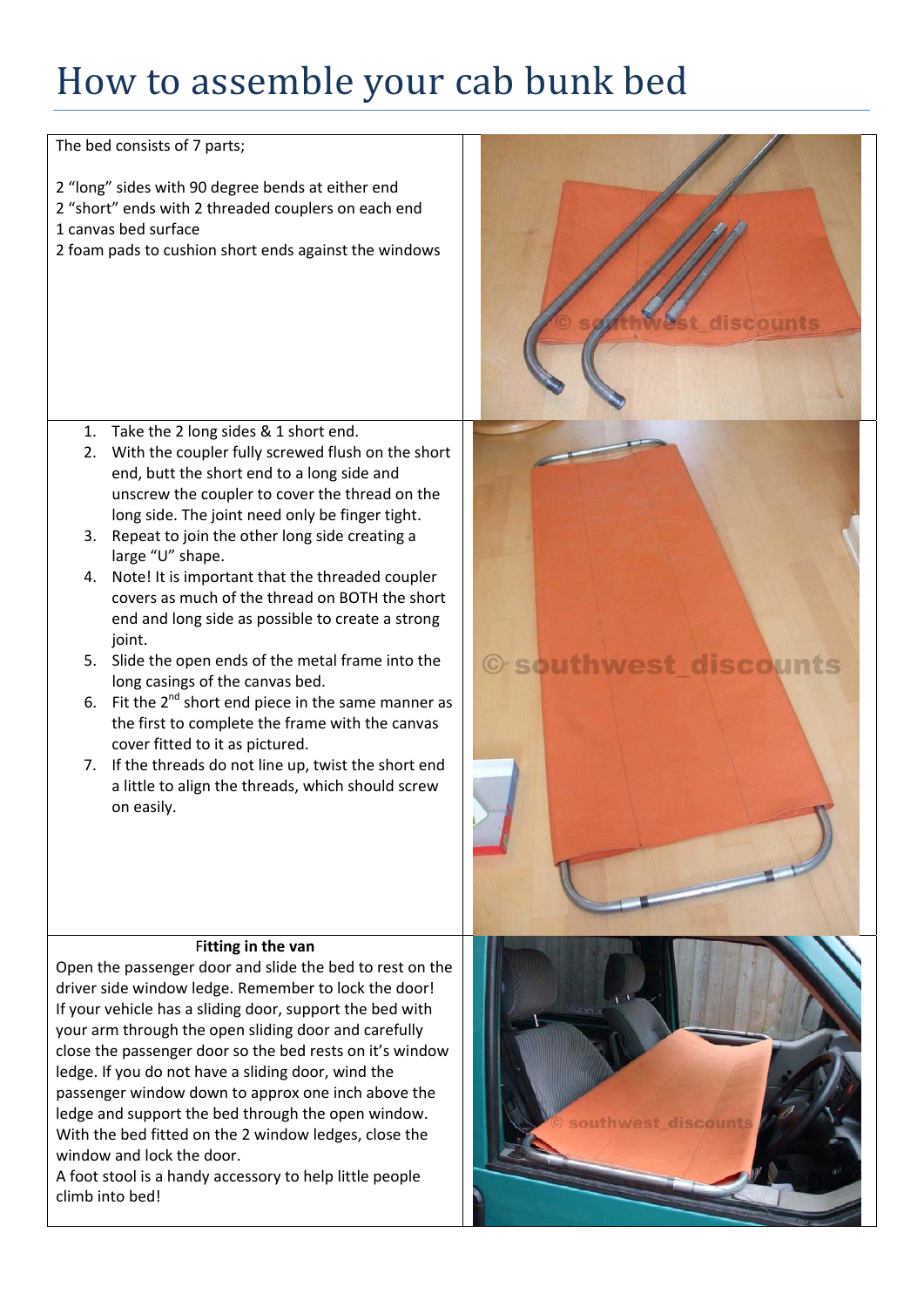# How to assemble your cab bunk bed

The bed consists of 7 parts;

2 "long" sides with 90 degree bends at either end
2 "short" ends with 2 threaded couplers on each end
1 canvas bed surface
2 foam pads to cushion short ends against the windows

1. Take the 2 long sides & 1 short end.
2. With the coupler fully screwed flush on the short end, butt the short end to a long side and unscrew the coupler to cover the thread on the long side. The joint need only be finger tight.
3. Repeat to join the other long side creating a large "U" shape.
4. Note! It is important that the threaded coupler covers as much of the thread on BOTH the short end and long side as possible to create a strong joint.
5. Slide the open ends of the metal frame into the long casings of the canvas bed.
6. Fit the 2nd short end piece in the same manner as the first to complete the frame with the canvas cover fitted to it as pictured.
7. If the threads do not line up, twist the short end a little to align the threads, which should screw on easily.

**Fitting in the van**

Open the passenger door and slide the bed to rest on the driver side window ledge. Remember to lock the door! If your vehicle has a sliding door, support the bed with your arm through the open sliding door and carefully close the passenger door so the bed rests on it's window ledge. If you do not have a sliding door, wind the passenger window down to approx one inch above the ledge and support the bed through the open window. With the bed fitted on the 2 window ledges, close the window and lock the door.
A foot stool is a handy accessory to help little people climb into bed!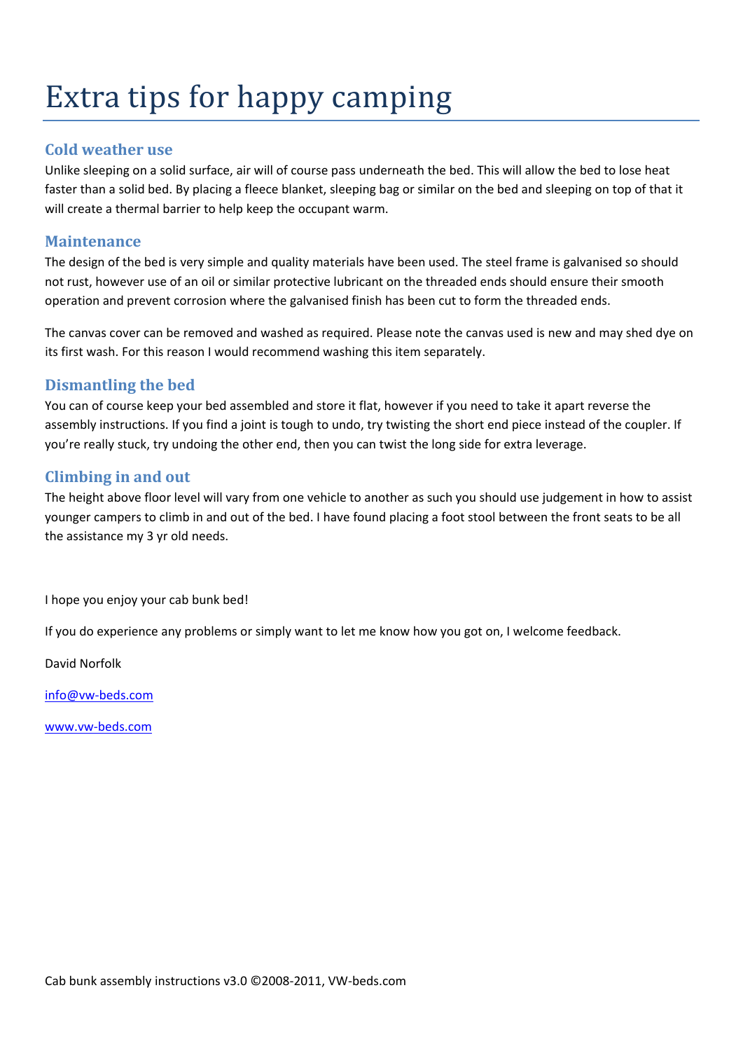# Extra tips for happy camping

## Cold weather use

Unlike sleeping on a solid surface, air will of course pass underneath the bed. This will allow the bed to lose heat faster than a solid bed. By placing a fleece blanket, sleeping bag or similar on the bed and sleeping on top of that it will create a thermal barrier to help keep the occupant warm.

## Maintenance

The design of the bed is very simple and quality materials have been used. The steel frame is galvanised so should not rust, however use of an oil or similar protective lubricant on the threaded ends should ensure their smooth operation and prevent corrosion where the galvanised finish has been cut to form the threaded ends.

The canvas cover can be removed and washed as required. Please note the canvas used is new and may shed dye on its first wash. For this reason I would recommend washing this item separately.

## Dismantling the bed

You can of course keep your bed assembled and store it flat, however if you need to take it apart reverse the assembly instructions. If you find a joint is tough to undo, try twisting the short end piece instead of the coupler. If you're really stuck, try undoing the other end, then you can twist the long side for extra leverage.

## Climbing in and out

The height above floor level will vary from one vehicle to another as such you should use judgement in how to assist younger campers to climb in and out of the bed. I have found placing a foot stool between the front seats to be all the assistance my 3 yr old needs.

I hope you enjoy your cab bunk bed!

If you do experience any problems or simply want to let me know how you got on, I welcome feedback.

David Norfolk

info@vw-beds.com

www.vw-beds.com